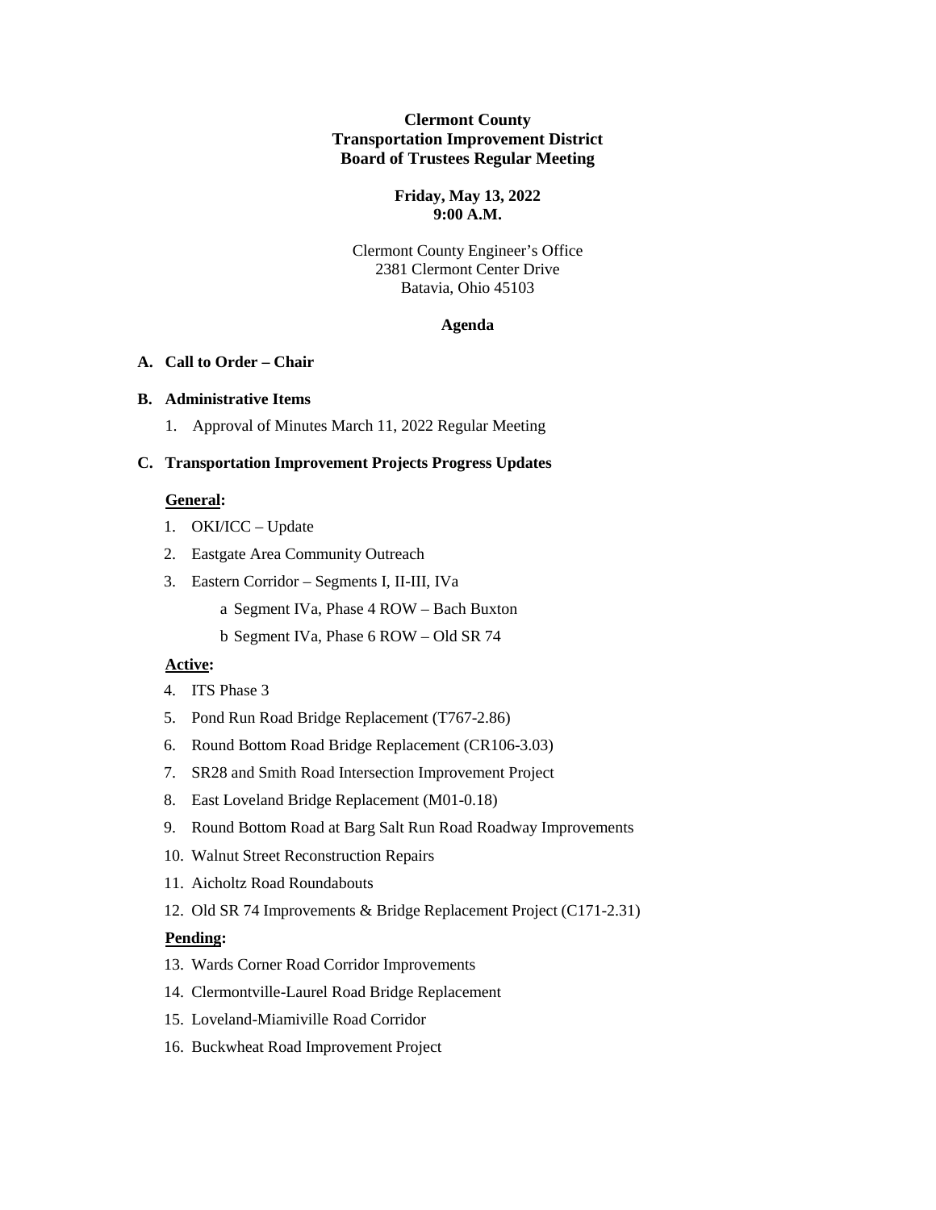**Clermont County**
**Transportation Improvement District**
**Board of Trustees Regular Meeting**

**Friday, May 13, 2022**
**9:00 A.M.**

Clermont County Engineer's Office
2381 Clermont Center Drive
Batavia, Ohio 45103

**Agenda**

**A. Call to Order – Chair**

**B. Administrative Items**

1. Approval of Minutes March 11, 2022 Regular Meeting

**C. Transportation Improvement Projects Progress Updates**

**General:**

1. OKI/ICC – Update
2. Eastgate Area Community Outreach
3. Eastern Corridor – Segments I, II-III, IVa
   - a Segment IVa, Phase 4 ROW – Bach Buxton
   - b Segment IVa, Phase 6 ROW – Old SR 74

**Active:**

4. ITS Phase 3
5. Pond Run Road Bridge Replacement (T767-2.86)
6. Round Bottom Road Bridge Replacement (CR106-3.03)
7. SR28 and Smith Road Intersection Improvement Project
8. East Loveland Bridge Replacement (M01-0.18)
9. Round Bottom Road at Barg Salt Run Road Roadway Improvements
10. Walnut Street Reconstruction Repairs
11. Aicholtz Road Roundabouts
12. Old SR 74 Improvements & Bridge Replacement Project (C171-2.31)

**Pending:**

13. Wards Corner Road Corridor Improvements
14. Clermontville-Laurel Road Bridge Replacement
15. Loveland-Miamiville Road Corridor
16. Buckwheat Road Improvement Project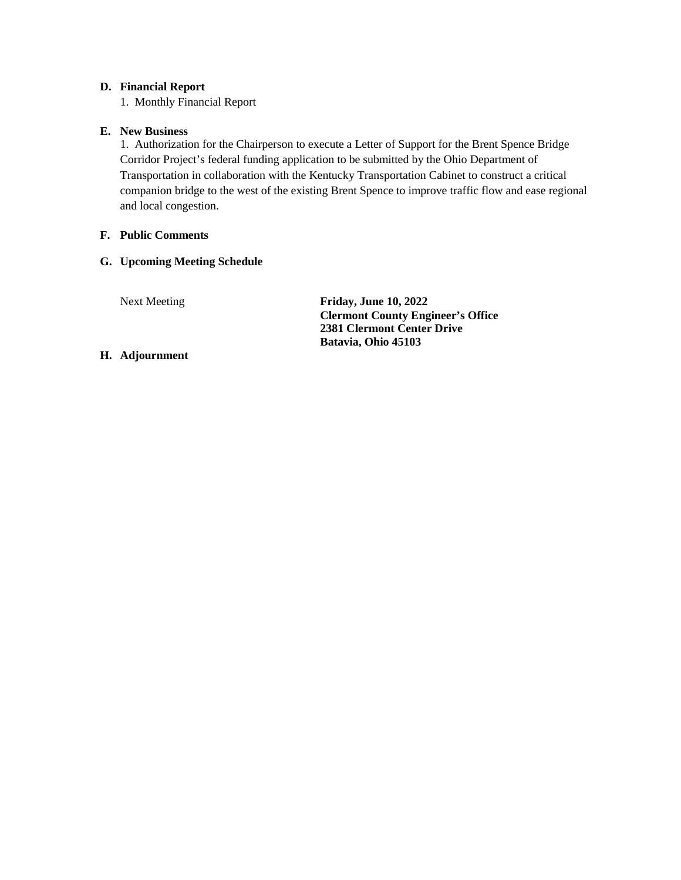**D. Financial Report**

1. Monthly Financial Report

**E. New Business**

1. Authorization for the Chairperson to execute a Letter of Support for the Brent Spence Bridge Corridor Project's federal funding application to be submitted by the Ohio Department of Transportation in collaboration with the Kentucky Transportation Cabinet to construct a critical companion bridge to the west of the existing Brent Spence to improve traffic flow and ease regional and local congestion.

**F. Public Comments**

**G. Upcoming Meeting Schedule**

Next Meeting

**Friday, June 10, 2022**
**Clermont County Engineer's Office**
**2381 Clermont Center Drive**
**Batavia, Ohio 45103**

**H. Adjournment**